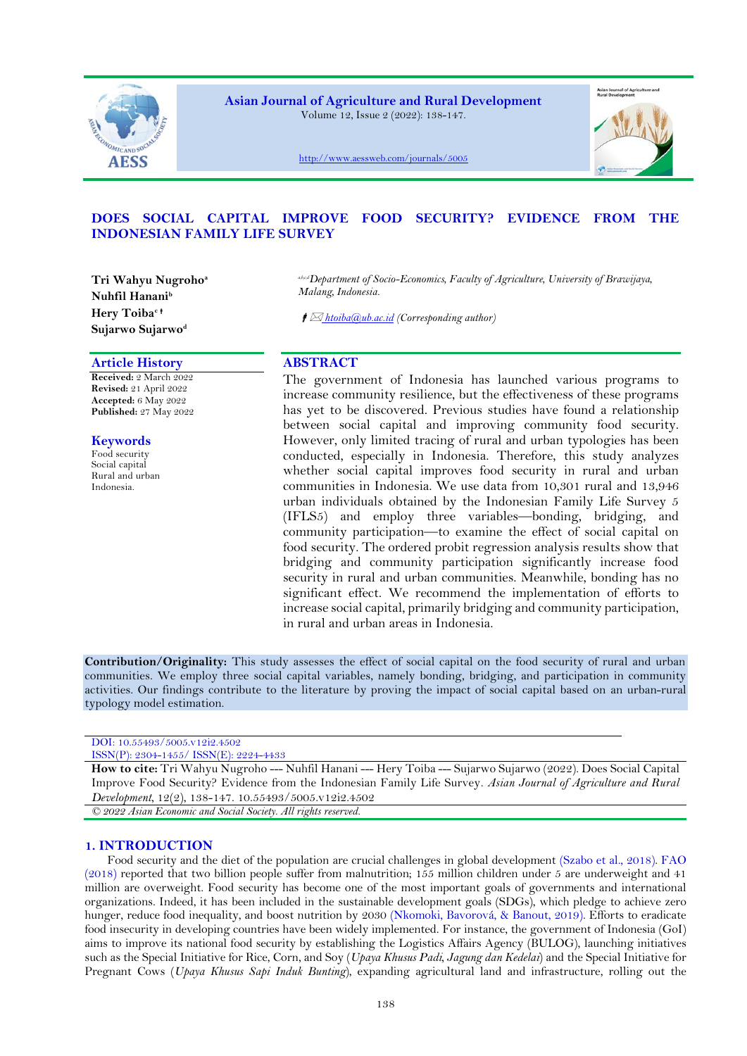Asian Journal of Agriculture and Rural Development

Volume 12, Issue 2 (2022): 138-147.

http://www.aessweb.com/journals/5005

# DOES SOCIAL CAPITAL IMPROVE FOOD SECURITY? EVIDENCE FROM THE INDONESIAN FAMILY LIFE SURVEY

**Tri Wahyu Nugroho**[a]
**Nuhfil Hanani**[b]
**Hery Toiba**[c†]
**Sujarwo Sujarwo**[d]

[a,b,c,d]*Department of Socio-Economics, Faculty of Agriculture, University of Brawijaya, Malang, Indonesia.*

† ✉ htoiba@ub.ac.id (*Corresponding author*)

## Article History

**Received:** 2 March 2022
**Revised:** 21 April 2022
**Accepted:** 6 May 2022
**Published:** 27 May 2022

## Keywords

Food security
Social capital
Rural and urban
Indonesia.

## ABSTRACT

The government of Indonesia has launched various programs to increase community resilience, but the effectiveness of these programs has yet to be discovered. Previous studies have found a relationship between social capital and improving community food security. However, only limited tracing of rural and urban typologies has been conducted, especially in Indonesia. Therefore, this study analyzes whether social capital improves food security in rural and urban communities in Indonesia. We use data from 10,301 rural and 13,946 urban individuals obtained by the Indonesian Family Life Survey 5 (IFLS5) and employ three variables—bonding, bridging, and community participation—to examine the effect of social capital on food security. The ordered probit regression analysis results show that bridging and community participation significantly increase food security in rural and urban communities. Meanwhile, bonding has no significant effect. We recommend the implementation of efforts to increase social capital, primarily bridging and community participation, in rural and urban areas in Indonesia.

**Contribution/Originality:** This study assesses the effect of social capital on the food security of rural and urban communities. We employ three social capital variables, namely bonding, bridging, and participation in community activities. Our findings contribute to the literature by proving the impact of social capital based on an urban-rural typology model estimation.

DOI: 10.55493/5005.v12i2.4502
ISSN(P): 2304-1455/ ISSN(E): 2224-4433

**How to cite:** Tri Wahyu Nugroho --- Nuhfil Hanani --- Hery Toiba --- Sujarwo Sujarwo (2022). Does Social Capital Improve Food Security? Evidence from the Indonesian Family Life Survey. *Asian Journal of Agriculture and Rural Development*, 12(2), 138-147. 10.55493/5005.v12i2.4502

*© 2022 Asian Economic and Social Society. All rights reserved.*

## 1. INTRODUCTION

Food security and the diet of the population are crucial challenges in global development (Szabo et al., 2018). FAO (2018) reported that two billion people suffer from malnutrition; 155 million children under 5 are underweight and 41 million are overweight. Food security has become one of the most important goals of governments and international organizations. Indeed, it has been included in the sustainable development goals (SDGs), which pledge to achieve zero hunger, reduce food inequality, and boost nutrition by 2030 (Nkomoki, Bavorová, & Banout, 2019). Efforts to eradicate food insecurity in developing countries have been widely implemented. For instance, the government of Indonesia (GoI) aims to improve its national food security by establishing the Logistics Affairs Agency (BULOG), launching initiatives such as the Special Initiative for Rice, Corn, and Soy (*Upaya Khusus Padi, Jagung dan Kedelai*) and the Special Initiative for Pregnant Cows (*Upaya Khusus Sapi Induk Bunting*), expanding agricultural land and infrastructure, rolling out the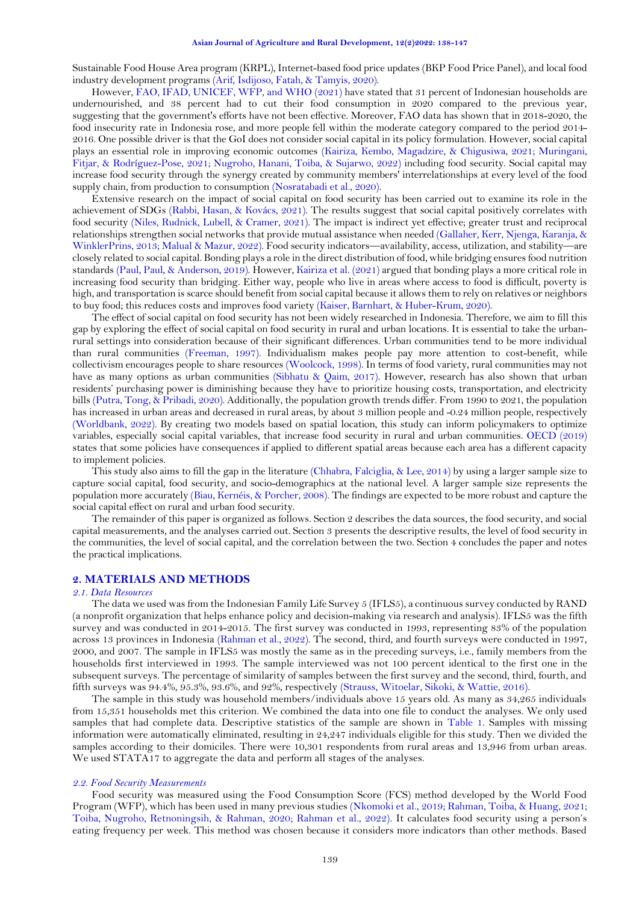Sustainable Food House Area program (KRPL), Internet-based food price updates (BKP Food Price Panel), and local food industry development programs (Arif, Isdijoso, Fatah, & Tamyis, 2020).

However, FAO, IFAD, UNICEF, WFP, and WHO (2021) have stated that 31 percent of Indonesian households are undernourished, and 38 percent had to cut their food consumption in 2020 compared to the previous year, suggesting that the government's efforts have not been effective. Moreover, FAO data has shown that in 2018-2020, the food insecurity rate in Indonesia rose, and more people fell within the moderate category compared to the period 2014-2016. One possible driver is that the GoI does not consider social capital in its policy formulation. However, social capital plays an essential role in improving economic outcomes (Kairiza, Kembo, Magadzire, & Chigusiwa, 2021; Muringani, Fitjar, & Rodríguez-Pose, 2021; Nugroho, Hanani, Toiba, & Sujarwo, 2022) including food security. Social capital may increase food security through the synergy created by community members' interrelationships at every level of the food supply chain, from production to consumption (Nosratabadi et al., 2020).

Extensive research on the impact of social capital on food security has been carried out to examine its role in the achievement of SDGs (Rabbi, Hasan, & Kovács, 2021). The results suggest that social capital positively correlates with food security (Niles, Rudnick, Lubell, & Cramer, 2021). The impact is indirect yet effective; greater trust and reciprocal relationships strengthen social networks that provide mutual assistance when needed (Gallaher, Kerr, Njenga, Karanja, & WinklerPrins, 2013; Malual & Mazur, 2022). Food security indicators—availability, access, utilization, and stability—are closely related to social capital. Bonding plays a role in the direct distribution of food, while bridging ensures food nutrition standards (Paul, Paul, & Anderson, 2019). However, Kairiza et al. (2021) argued that bonding plays a more critical role in increasing food security than bridging. Either way, people who live in areas where access to food is difficult, poverty is high, and transportation is scarce should benefit from social capital because it allows them to rely on relatives or neighbors to buy food; this reduces costs and improves food variety (Kaiser, Barnhart, & Huber-Krum, 2020).

The effect of social capital on food security has not been widely researched in Indonesia. Therefore, we aim to fill this gap by exploring the effect of social capital on food security in rural and urban locations. It is essential to take the urban-rural settings into consideration because of their significant differences. Urban communities tend to be more individual than rural communities (Freeman, 1997). Individualism makes people pay more attention to cost-benefit, while collectivism encourages people to share resources (Woolcock, 1998). In terms of food variety, rural communities may not have as many options as urban communities (Sibhatu & Qaim, 2017). However, research has also shown that urban residents' purchasing power is diminishing because they have to prioritize housing costs, transportation, and electricity bills (Putra, Tong, & Pribadi, 2020). Additionally, the population growth trends differ. From 1990 to 2021, the population has increased in urban areas and decreased in rural areas, by about 3 million people and -0.24 million people, respectively (Worldbank, 2022). By creating two models based on spatial location, this study can inform policymakers to optimize variables, especially social capital variables, that increase food security in rural and urban communities. OECD (2019) states that some policies have consequences if applied to different spatial areas because each area has a different capacity to implement policies.

This study also aims to fill the gap in the literature (Chhabra, Falciglia, & Lee, 2014) by using a larger sample size to capture social capital, food security, and socio-demographics at the national level. A larger sample size represents the population more accurately (Biau, Kernéis, & Porcher, 2008). The findings are expected to be more robust and capture the social capital effect on rural and urban food security.

The remainder of this paper is organized as follows. Section 2 describes the data sources, the food security, and social capital measurements, and the analyses carried out. Section 3 presents the descriptive results, the level of food security in the communities, the level of social capital, and the correlation between the two. Section 4 concludes the paper and notes the practical implications.

## 2. MATERIALS AND METHODS

### *2.1. Data Resources*

The data we used was from the Indonesian Family Life Survey 5 (IFLS5), a continuous survey conducted by RAND (a nonprofit organization that helps enhance policy and decision-making via research and analysis). IFLS5 was the fifth survey and was conducted in 2014-2015. The first survey was conducted in 1993, representing 83% of the population across 13 provinces in Indonesia (Rahman et al., 2022). The second, third, and fourth surveys were conducted in 1997, 2000, and 2007. The sample in IFLS5 was mostly the same as in the preceding surveys, i.e., family members from the households first interviewed in 1993. The sample interviewed was not 100 percent identical to the first one in the subsequent surveys. The percentage of similarity of samples between the first survey and the second, third, fourth, and fifth surveys was 94.4%, 95.3%, 93.6%, and 92%, respectively (Strauss, Witoelar, Sikoki, & Wattie, 2016).

The sample in this study was household members/individuals above 15 years old. As many as 34,265 individuals from 15,351 households met this criterion. We combined the data into one file to conduct the analyses. We only used samples that had complete data. Descriptive statistics of the sample are shown in Table 1. Samples with missing information were automatically eliminated, resulting in 24,247 individuals eligible for this study. Then we divided the samples according to their domiciles. There were 10,301 respondents from rural areas and 13,946 from urban areas. We used STATA17 to aggregate the data and perform all stages of the analyses.

### *2.2. Food Security Measurements*

Food security was measured using the Food Consumption Score (FCS) method developed by the World Food Program (WFP), which has been used in many previous studies (Nkomoki et al., 2019; Rahman, Toiba, & Huang, 2021; Toiba, Nugroho, Retnoningsih, & Rahman, 2020; Rahman et al., 2022). It calculates food security using a person's eating frequency per week. This method was chosen because it considers more indicators than other methods. Based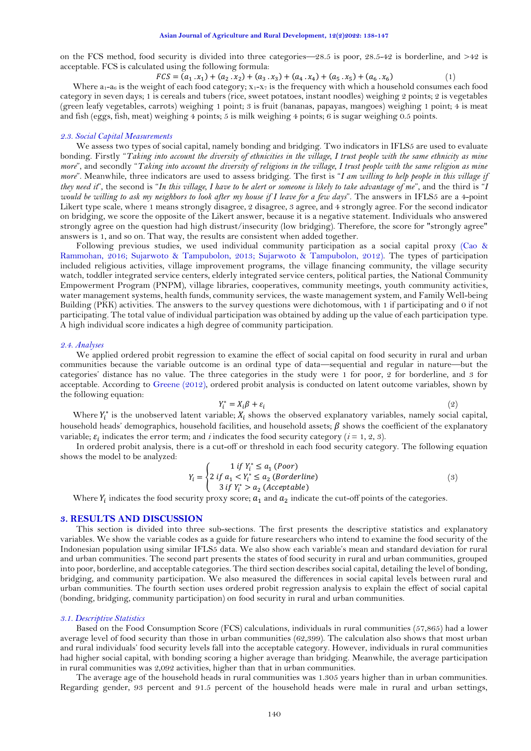on the FCS method, food security is divided into three categories—28.5 is poor, 28.5-42 is borderline, and >42 is acceptable. FCS is calculated using the following formula:

$$FCS = (a_1 . x_1) + (a_2 . x_2) + (a_3 . x_3) + (a_4 . x_4) + (a_5 . x_5) + (a_6 . x_6) \quad (1)$$

Where $a_1$-$a_6$ is the weight of each food category; $x_1$-$x_7$ is the frequency with which a household consumes each food category in seven days; 1 is cereals and tubers (rice, sweet potatoes, instant noodles) weighing 2 points; 2 is vegetables (green leafy vegetables, carrots) weighing 1 point; 3 is fruit (bananas, papayas, mangoes) weighing 1 point; 4 is meat and fish (eggs, fish, meat) weighing 4 points; 5 is milk weighing 4 points; 6 is sugar weighing 0.5 points.

### *2.3. Social Capital Measurements*

We assess two types of social capital, namely bonding and bridging. Two indicators in IFLS5 are used to evaluate bonding. Firstly "*Taking into account the diversity of ethnicities in the village, I trust people with the same ethnicity as mine more*", and secondly "*Taking into account the diversity of religions in the village, I trust people with the same religion as mine more*". Meanwhile, three indicators are used to assess bridging. The first is "*I am willing to help people in this village if they need it*", the second is "*In this village, I have to be alert or someone is likely to take advantage of me*", and the third is "*I would be willing to ask my neighbors to look after my house if I leave for a few days*". The answers in IFLS5 are a 4-point Likert type scale, where 1 means strongly disagree, 2 disagree, 3 agree, and 4 strongly agree. For the second indicator on bridging, we score the opposite of the Likert answer, because it is a negative statement. Individuals who answered strongly agree on the question had high distrust/insecurity (low bridging). Therefore, the score for "strongly agree" answers is 1, and so on. That way, the results are consistent when added together.

Following previous studies, we used individual community participation as a social capital proxy (Cao & Rammohan, 2016; Sujarwoto & Tampubolon, 2013; Sujarwoto & Tampubolon, 2012). The types of participation included religious activities, village improvement programs, the village financing community, the village security watch, toddler integrated service centers, elderly integrated service centers, political parties, the National Community Empowerment Program (PNPM), village libraries, cooperatives, community meetings, youth community activities, water management systems, health funds, community services, the waste management system, and Family Well-being Building (PKK) activities. The answers to the survey questions were dichotomous, with 1 if participating and 0 if not participating. The total value of individual participation was obtained by adding up the value of each participation type. A high individual score indicates a high degree of community participation.

### *2.4. Analyses*

We applied ordered probit regression to examine the effect of social capital on food security in rural and urban communities because the variable outcome is an ordinal type of data—sequential and regular in nature—but the categories' distance has no value. The three categories in the study were 1 for poor, 2 for borderline, and 3 for acceptable. According to Greene (2012), ordered probit analysis is conducted on latent outcome variables, shown by the following equation:

$$Y_i^* = X_i\beta + \varepsilon_i \quad (2)$$

Where $Y_i^*$ is the unobserved latent variable; $X_i$ shows the observed explanatory variables, namely social capital, household heads' demographics, household facilities, and household assets; $\beta$ shows the coefficient of the explanatory variable; $\varepsilon_i$ indicates the error term; and $i$ indicates the food security category ($i$ = 1, 2, 3).

In ordered probit analysis, there is a cut-off or threshold in each food security category. The following equation shows the model to be analyzed:

$$Y_i = \begin{cases} 1 \; if \; Y_i^* \le a_1 \; (Poor) \\ 2 \; if \; a_1 < Y_i^* \le a_2 \; (Borderline) \\ 3 \; if \; Y_i^* > a_2 \; (Acceptable) \end{cases} \quad (3)$$

Where $Y_i$ indicates the food security proxy score; $a_1$ and $a_2$ indicate the cut-off points of the categories.

## 3. RESULTS AND DISCUSSION

This section is divided into three sub-sections. The first presents the descriptive statistics and explanatory variables. We show the variable codes as a guide for future researchers who intend to examine the food security of the Indonesian population using similar IFLS5 data. We also show each variable's mean and standard deviation for rural and urban communities. The second part presents the states of food security in rural and urban communities, grouped into poor, borderline, and acceptable categories. The third section describes social capital, detailing the level of bonding, bridging, and community participation. We also measured the differences in social capital levels between rural and urban communities. The fourth section uses ordered probit regression analysis to explain the effect of social capital (bonding, bridging, community participation) on food security in rural and urban communities.

### *3.1. Descriptive Statistics*

Based on the Food Consumption Score (FCS) calculations, individuals in rural communities (57,865) had a lower average level of food security than those in urban communities (62,399). The calculation also shows that most urban and rural individuals' food security levels fall into the acceptable category. However, individuals in rural communities had higher social capital, with bonding scoring a higher average than bridging. Meanwhile, the average participation in rural communities was 2,092 activities, higher than that in urban communities.

The average age of the household heads in rural communities was 1.305 years higher than in urban communities. Regarding gender, 93 percent and 91.5 percent of the household heads were male in rural and urban settings,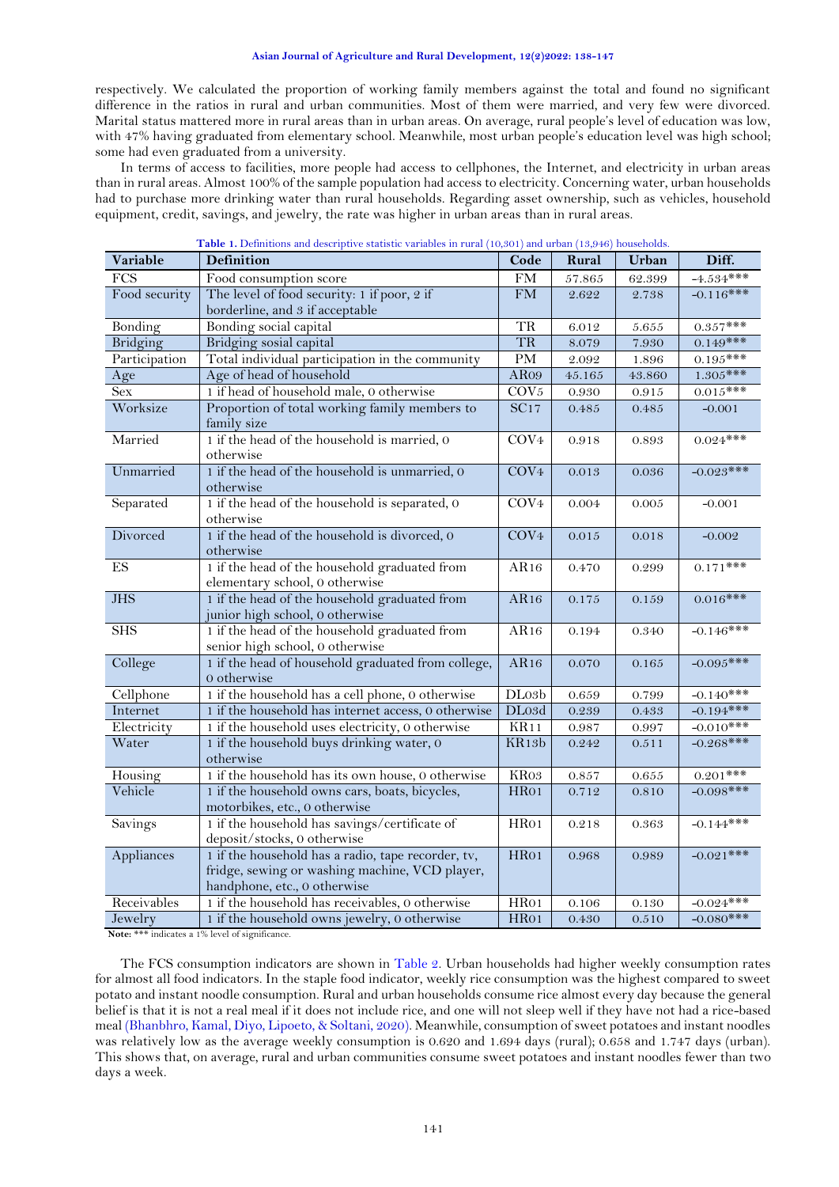respectively. We calculated the proportion of working family members against the total and found no significant difference in the ratios in rural and urban communities. Most of them were married, and very few were divorced. Marital status mattered more in rural areas than in urban areas. On average, rural people's level of education was low, with 47% having graduated from elementary school. Meanwhile, most urban people's education level was high school; some had even graduated from a university.

In terms of access to facilities, more people had access to cellphones, the Internet, and electricity in urban areas than in rural areas. Almost 100% of the sample population had access to electricity. Concerning water, urban households had to purchase more drinking water than rural households. Regarding asset ownership, such as vehicles, household equipment, credit, savings, and jewelry, the rate was higher in urban areas than in rural areas.

**Table 1.** Definitions and descriptive statistic variables in rural (10,301) and urban (13,946) households.

| Variable | Definition | Code | Rural | Urban | Diff. |
|---|---|---|---|---|---|
| FCS | Food consumption score | FM | 57.865 | 62.399 | -4.534*** |
| Food security | The level of food security: 1 if poor, 2 if borderline, and 3 if acceptable | FM | 2.622 | 2.738 | -0.116*** |
| Bonding | Bonding social capital | TR | 6.012 | 5.655 | 0.357*** |
| Bridging | Bridging sosial capital | TR | 8.079 | 7.930 | 0.149*** |
| Participation | Total individual participation in the community | PM | 2.092 | 1.896 | 0.195*** |
| Age | Age of head of household | AR09 | 45.165 | 43.860 | 1.305*** |
| Sex | 1 if head of household male, 0 otherwise | COV5 | 0.930 | 0.915 | 0.015*** |
| Worksize | Proportion of total working family members to family size | SC17 | 0.485 | 0.485 | -0.001 |
| Married | 1 if the head of the household is married, 0 otherwise | COV4 | 0.918 | 0.893 | 0.024*** |
| Unmarried | 1 if the head of the household is unmarried, 0 otherwise | COV4 | 0.013 | 0.036 | -0.023*** |
| Separated | 1 if the head of the household is separated, 0 otherwise | COV4 | 0.004 | 0.005 | -0.001 |
| Divorced | 1 if the head of the household is divorced, 0 otherwise | COV4 | 0.015 | 0.018 | -0.002 |
| ES | 1 if the head of the household graduated from elementary school, 0 otherwise | AR16 | 0.470 | 0.299 | 0.171*** |
| JHS | 1 if the head of the household graduated from junior high school, 0 otherwise | AR16 | 0.175 | 0.159 | 0.016*** |
| SHS | 1 if the head of the household graduated from senior high school, 0 otherwise | AR16 | 0.194 | 0.340 | -0.146*** |
| College | 1 if the head of household graduated from college, 0 otherwise | AR16 | 0.070 | 0.165 | -0.095*** |
| Cellphone | 1 if the household has a cell phone, 0 otherwise | DL03b | 0.659 | 0.799 | -0.140*** |
| Internet | 1 if the household has internet access, 0 otherwise | DL03d | 0.239 | 0.433 | -0.194*** |
| Electricity | 1 if the household uses electricity, 0 otherwise | KR11 | 0.987 | 0.997 | -0.010*** |
| Water | 1 if the household buys drinking water, 0 otherwise | KR13b | 0.242 | 0.511 | -0.268*** |
| Housing | 1 if the household has its own house, 0 otherwise | KR03 | 0.857 | 0.655 | 0.201*** |
| Vehicle | 1 if the household owns cars, boats, bicycles, motorbikes, etc., 0 otherwise | HR01 | 0.712 | 0.810 | -0.098*** |
| Savings | 1 if the household has savings/certificate of deposit/stocks, 0 otherwise | HR01 | 0.218 | 0.363 | -0.144*** |
| Appliances | 1 if the household has a radio, tape recorder, tv, fridge, sewing or washing machine, VCD player, handphone, etc., 0 otherwise | HR01 | 0.968 | 0.989 | -0.021*** |
| Receivables | 1 if the household has receivables, 0 otherwise | HR01 | 0.106 | 0.130 | -0.024*** |
| Jewelry | 1 if the household owns jewelry, 0 otherwise | HR01 | 0.430 | 0.510 | -0.080*** |

**Note:** *** indicates a 1% level of significance.

The FCS consumption indicators are shown in Table 2. Urban households had higher weekly consumption rates for almost all food indicators. In the staple food indicator, weekly rice consumption was the highest compared to sweet potato and instant noodle consumption. Rural and urban households consume rice almost every day because the general belief is that it is not a real meal if it does not include rice, and one will not sleep well if they have not had a rice-based meal (Bhanbhro, Kamal, Diyo, Lipoeto, & Soltani, 2020). Meanwhile, consumption of sweet potatoes and instant noodles was relatively low as the average weekly consumption is 0.620 and 1.694 days (rural); 0.658 and 1.747 days (urban). This shows that, on average, rural and urban communities consume sweet potatoes and instant noodles fewer than two days a week.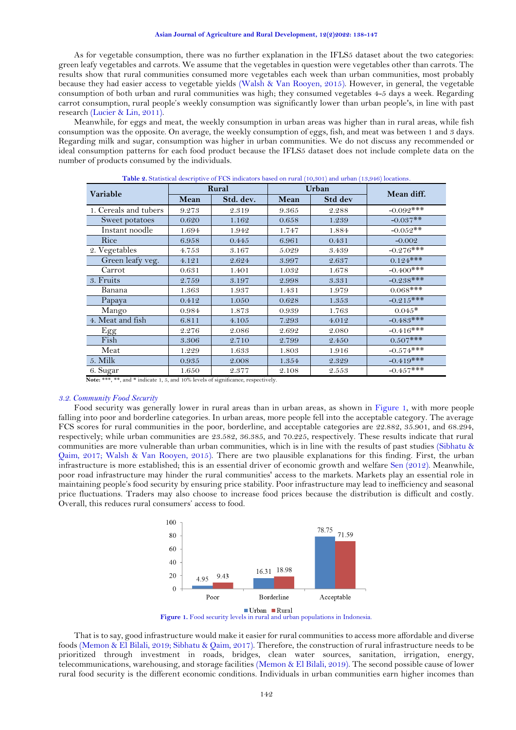As for vegetable consumption, there was no further explanation in the IFLS5 dataset about the two categories: green leafy vegetables and carrots. We assume that the vegetables in question were vegetables other than carrots. The results show that rural communities consumed more vegetables each week than urban communities, most probably because they had easier access to vegetable yields (Walsh & Van Rooyen, 2015). However, in general, the vegetable consumption of both urban and rural communities was high; they consumed vegetables 4-5 days a week. Regarding carrot consumption, rural people's weekly consumption was significantly lower than urban people's, in line with past research (Lucier & Lin, 2011).

Meanwhile, for eggs and meat, the weekly consumption in urban areas was higher than in rural areas, while fish consumption was the opposite. On average, the weekly consumption of eggs, fish, and meat was between 1 and 3 days. Regarding milk and sugar, consumption was higher in urban communities. We do not discuss any recommended or ideal consumption patterns for each food product because the IFLS5 dataset does not include complete data on the number of products consumed by the individuals.

**Table 2.** Statistical descriptive of FCS indicators based on rural (10,301) and urban (13,946) locations.

| Variable | Rural | | Urban | | Mean diff. |
|---|---|---|---|---|---|
| | Mean | Std. dev. | Mean | Std dev | |
| 1. Cereals and tubers | 9.273 | 2.319 | 9.365 | 2.288 | -0.092*** |
| Sweet potatoes | 0.620 | 1.162 | 0.658 | 1.239 | -0.037** |
| Instant noodle | 1.694 | 1.942 | 1.747 | 1.884 | -0.052** |
| Rice | 6.958 | 0.445 | 6.961 | 0.431 | -0.002 |
| 2. Vegetables | 4.753 | 3.167 | 5.029 | 3.439 | -0.276*** |
| Green leafy veg. | 4.121 | 2.624 | 3.997 | 2.637 | 0.124*** |
| Carrot | 0.631 | 1.401 | 1.032 | 1.678 | -0.400*** |
| 3. Fruits | 2.759 | 3.197 | 2.998 | 3.331 | -0.238*** |
| Banana | 1.363 | 1.937 | 1.431 | 1.979 | 0.068*** |
| Papaya | 0.412 | 1.050 | 0.628 | 1.353 | -0.215*** |
| Mango | 0.984 | 1.873 | 0.939 | 1.763 | 0.045* |
| 4. Meat and fish | 6.811 | 4.105 | 7.293 | 4.012 | -0.483*** |
| Egg | 2.276 | 2.086 | 2.692 | 2.080 | -0.416*** |
| Fish | 3.306 | 2.710 | 2.799 | 2.450 | 0.507*** |
| Meat | 1.229 | 1.633 | 1.803 | 1.916 | -0.574*** |
| 5. Milk | 0.935 | 2.008 | 1.354 | 2.329 | -0.419*** |
| 6. Sugar | 1.650 | 2.377 | 2.108 | 2.553 | -0.457*** |

**Note:** ***, **, and * indicate 1, 5, and 10% levels of significance, respectively.

### 3.2. Community Food Security

Food security was generally lower in rural areas than in urban areas, as shown in Figure 1, with more people falling into poor and borderline categories. In urban areas, more people fell into the acceptable category. The average FCS scores for rural communities in the poor, borderline, and acceptable categories are 22.882, 35.901, and 68.294, respectively; while urban communities are 23.582, 36.385, and 70.225, respectively. These results indicate that rural communities are more vulnerable than urban communities, which is in line with the results of past studies (Sibhatu & Qaim, 2017; Walsh & Van Rooyen, 2015). There are two plausible explanations for this finding. First, the urban infrastructure is more established; this is an essential driver of economic growth and welfare Sen (2012). Meanwhile, poor road infrastructure may hinder the rural communities' access to the markets. Markets play an essential role in maintaining people's food security by ensuring price stability. Poor infrastructure may lead to inefficiency and seasonal price fluctuations. Traders may also choose to increase food prices because the distribution is difficult and costly. Overall, this reduces rural consumers' access to food.

**Figure 1.** Food security levels in rural and urban populations in Indonesia.

That is to say, good infrastructure would make it easier for rural communities to access more affordable and diverse foods (Memon & El Bilali, 2019; Sibhatu & Qaim, 2017). Therefore, the construction of rural infrastructure needs to be prioritized through investment in roads, bridges, clean water sources, sanitation, irrigation, energy, telecommunications, warehousing, and storage facilities (Memon & El Bilali, 2019). The second possible cause of lower rural food security is the different economic conditions. Individuals in urban communities earn higher incomes than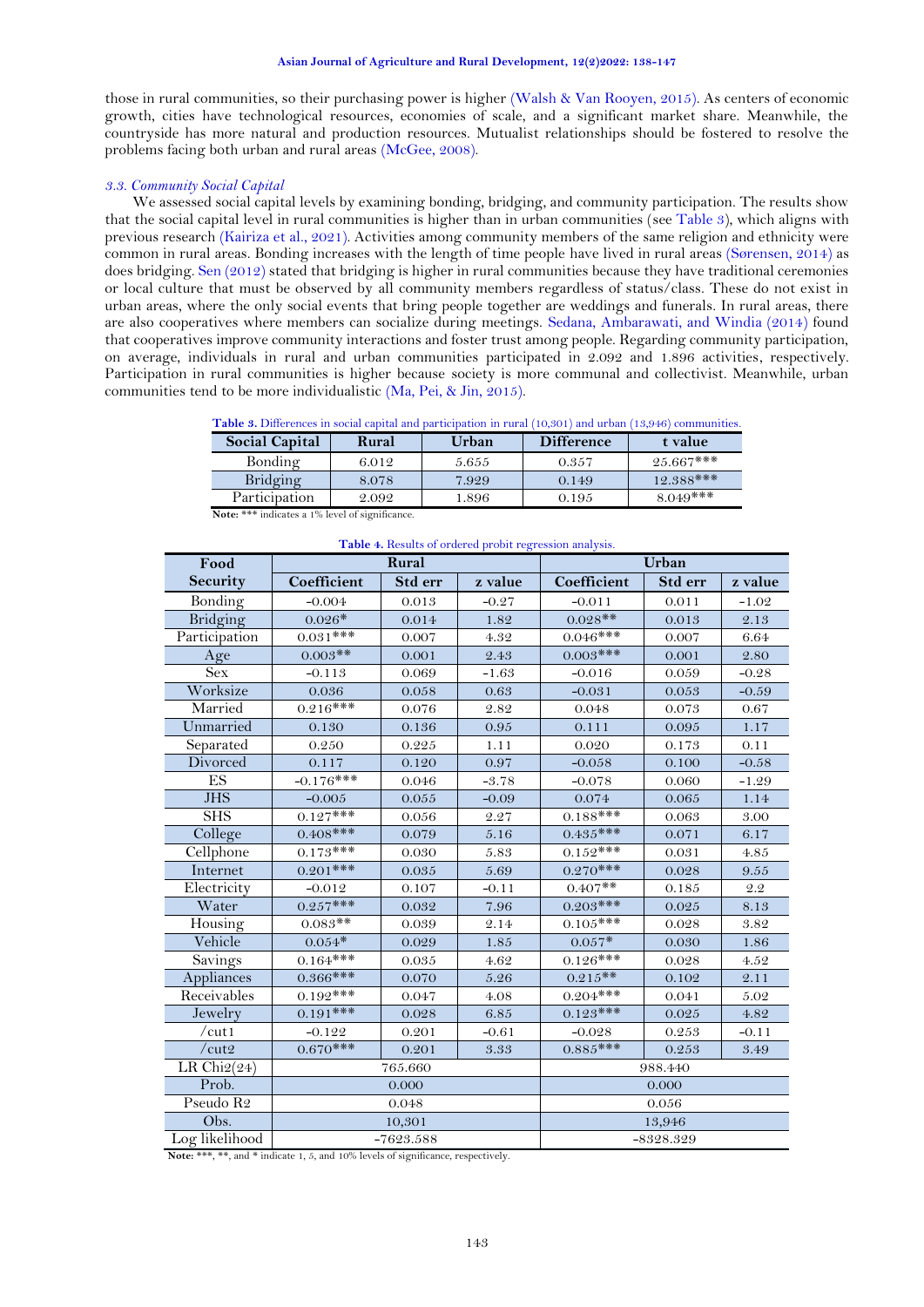those in rural communities, so their purchasing power is higher (Walsh & Van Rooyen, 2015). As centers of economic growth, cities have technological resources, economies of scale, and a significant market share. Meanwhile, the countryside has more natural and production resources. Mutualist relationships should be fostered to resolve the problems facing both urban and rural areas (McGee, 2008).

### 3.3. Community Social Capital

We assessed social capital levels by examining bonding, bridging, and community participation. The results show that the social capital level in rural communities is higher than in urban communities (see Table 3), which aligns with previous research (Kairiza et al., 2021). Activities among community members of the same religion and ethnicity were common in rural areas. Bonding increases with the length of time people have lived in rural areas (Sørensen, 2014) as does bridging. Sen (2012) stated that bridging is higher in rural communities because they have traditional ceremonies or local culture that must be observed by all community members regardless of status/class. These do not exist in urban areas, where the only social events that bring people together are weddings and funerals. In rural areas, there are also cooperatives where members can socialize during meetings. Sedana, Ambarawati, and Windia (2014) found that cooperatives improve community interactions and foster trust among people. Regarding community participation, on average, individuals in rural and urban communities participated in 2.092 and 1.896 activities, respectively. Participation in rural communities is higher because society is more communal and collectivist. Meanwhile, urban communities tend to be more individualistic (Ma, Pei, & Jin, 2015).

**Table 3.** Differences in social capital and participation in rural (10,301) and urban (13,946) communities.

| Social Capital | Rural | Urban | Difference | t value |
|---|---|---|---|---|
| Bonding | 6.012 | 5.655 | 0.357 | 25.667*** |
| Bridging | 8.078 | 7.929 | 0.149 | 12.388*** |
| Participation | 2.092 | 1.896 | 0.195 | 8.049*** |

**Note:** *** indicates a 1% level of significance.

**Table 4.** Results of ordered probit regression analysis.

| Food Security | Rural | | | Urban | | |
|---|---|---|---|---|---|---|
| | Coefficient | Std err | z value | Coefficient | Std err | z value |
| Bonding | -0.004 | 0.013 | -0.27 | -0.011 | 0.011 | -1.02 |
| Bridging | 0.026* | 0.014 | 1.82 | 0.028** | 0.013 | 2.13 |
| Participation | 0.031*** | 0.007 | 4.32 | 0.046*** | 0.007 | 6.64 |
| Age | 0.003** | 0.001 | 2.43 | 0.003*** | 0.001 | 2.80 |
| Sex | -0.113 | 0.069 | -1.63 | -0.016 | 0.059 | -0.28 |
| Worksize | 0.036 | 0.058 | 0.63 | -0.031 | 0.053 | -0.59 |
| Married | 0.216*** | 0.076 | 2.82 | 0.048 | 0.073 | 0.67 |
| Unmarried | 0.130 | 0.136 | 0.95 | 0.111 | 0.095 | 1.17 |
| Separated | 0.250 | 0.225 | 1.11 | 0.020 | 0.173 | 0.11 |
| Divorced | 0.117 | 0.120 | 0.97 | -0.058 | 0.100 | -0.58 |
| ES | -0.176*** | 0.046 | -3.78 | -0.078 | 0.060 | -1.29 |
| JHS | -0.005 | 0.055 | -0.09 | 0.074 | 0.065 | 1.14 |
| SHS | 0.127*** | 0.056 | 2.27 | 0.188*** | 0.063 | 3.00 |
| College | 0.408*** | 0.079 | 5.16 | 0.435*** | 0.071 | 6.17 |
| Cellphone | 0.173*** | 0.030 | 5.83 | 0.152*** | 0.031 | 4.85 |
| Internet | 0.201*** | 0.035 | 5.69 | 0.270*** | 0.028 | 9.55 |
| Electricity | -0.012 | 0.107 | -0.11 | 0.407** | 0.185 | 2.2 |
| Water | 0.257*** | 0.032 | 7.96 | 0.203*** | 0.025 | 8.13 |
| Housing | 0.083** | 0.039 | 2.14 | 0.105*** | 0.028 | 3.82 |
| Vehicle | 0.054* | 0.029 | 1.85 | 0.057* | 0.030 | 1.86 |
| Savings | 0.164*** | 0.035 | 4.62 | 0.126*** | 0.028 | 4.52 |
| Appliances | 0.366*** | 0.070 | 5.26 | 0.215** | 0.102 | 2.11 |
| Receivables | 0.192*** | 0.047 | 4.08 | 0.204*** | 0.041 | 5.02 |
| Jewelry | 0.191*** | 0.028 | 6.85 | 0.123*** | 0.025 | 4.82 |
| /cut1 | -0.122 | 0.201 | -0.61 | -0.028 | 0.253 | -0.11 |
| /cut2 | 0.670*** | 0.201 | 3.33 | 0.885*** | 0.253 | 3.49 |
| LR Chi2(24) | 765.660 | | | 988.440 | | |
| Prob. | 0.000 | | | 0.000 | | |
| Pseudo R2 | 0.048 | | | 0.056 | | |
| Obs. | 10,301 | | | 13,946 | | |
| Log likelihood | -7623.588 | | | -8328.329 | | |

**Note:** ***, **, and * indicate 1, 5, and 10% levels of significance, respectively.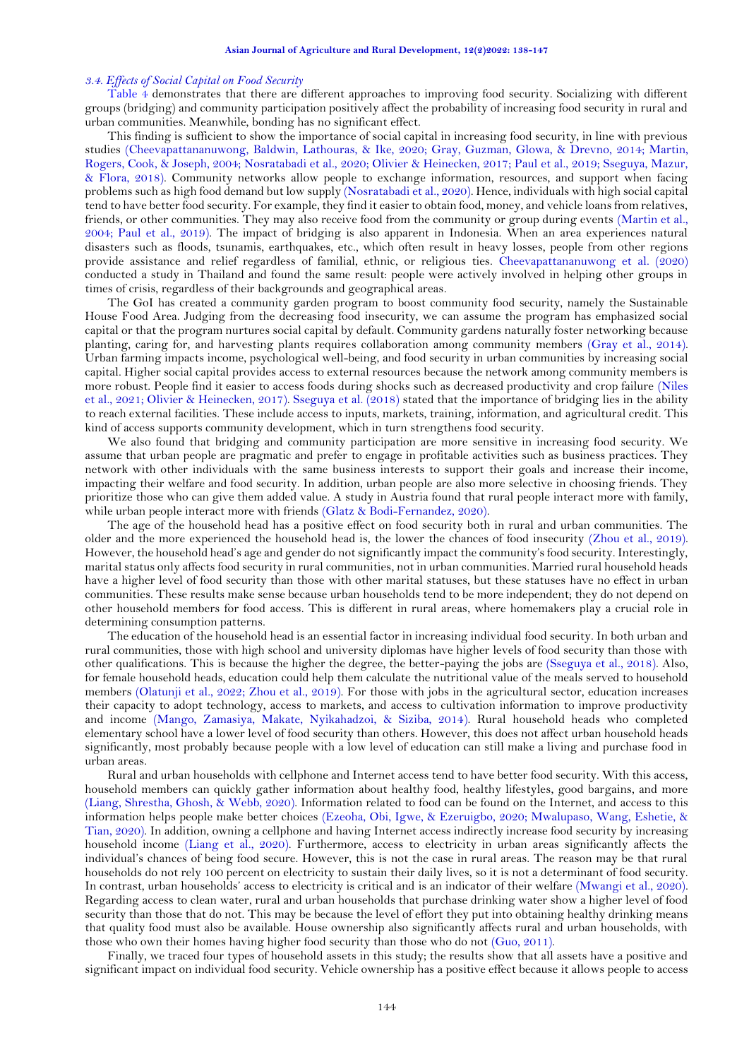### *3.4. Effects of Social Capital on Food Security*

Table 4 demonstrates that there are different approaches to improving food security. Socializing with different groups (bridging) and community participation positively affect the probability of increasing food security in rural and urban communities. Meanwhile, bonding has no significant effect.

This finding is sufficient to show the importance of social capital in increasing food security, in line with previous studies (Cheevapattananuwong, Baldwin, Lathouras, & Ike, 2020; Gray, Guzman, Glowa, & Drevno, 2014; Martin, Rogers, Cook, & Joseph, 2004; Nosratabadi et al., 2020; Olivier & Heinecken, 2017; Paul et al., 2019; Sseguya, Mazur, & Flora, 2018). Community networks allow people to exchange information, resources, and support when facing problems such as high food demand but low supply (Nosratabadi et al., 2020). Hence, individuals with high social capital tend to have better food security. For example, they find it easier to obtain food, money, and vehicle loans from relatives, friends, or other communities. They may also receive food from the community or group during events (Martin et al., 2004; Paul et al., 2019). The impact of bridging is also apparent in Indonesia. When an area experiences natural disasters such as floods, tsunamis, earthquakes, etc., which often result in heavy losses, people from other regions provide assistance and relief regardless of familial, ethnic, or religious ties. Cheevapattananuwong et al. (2020) conducted a study in Thailand and found the same result: people were actively involved in helping other groups in times of crisis, regardless of their backgrounds and geographical areas.

The GoI has created a community garden program to boost community food security, namely the Sustainable House Food Area. Judging from the decreasing food insecurity, we can assume the program has emphasized social capital or that the program nurtures social capital by default. Community gardens naturally foster networking because planting, caring for, and harvesting plants requires collaboration among community members (Gray et al., 2014). Urban farming impacts income, psychological well-being, and food security in urban communities by increasing social capital. Higher social capital provides access to external resources because the network among community members is more robust. People find it easier to access foods during shocks such as decreased productivity and crop failure (Niles et al., 2021; Olivier & Heinecken, 2017). Sseguya et al. (2018) stated that the importance of bridging lies in the ability to reach external facilities. These include access to inputs, markets, training, information, and agricultural credit. This kind of access supports community development, which in turn strengthens food security.

We also found that bridging and community participation are more sensitive in increasing food security. We assume that urban people are pragmatic and prefer to engage in profitable activities such as business practices. They network with other individuals with the same business interests to support their goals and increase their income, impacting their welfare and food security. In addition, urban people are also more selective in choosing friends. They prioritize those who can give them added value. A study in Austria found that rural people interact more with family, while urban people interact more with friends (Glatz & Bodi-Fernandez, 2020).

The age of the household head has a positive effect on food security both in rural and urban communities. The older and the more experienced the household head is, the lower the chances of food insecurity (Zhou et al., 2019). However, the household head's age and gender do not significantly impact the community's food security. Interestingly, marital status only affects food security in rural communities, not in urban communities. Married rural household heads have a higher level of food security than those with other marital statuses, but these statuses have no effect in urban communities. These results make sense because urban households tend to be more independent; they do not depend on other household members for food access. This is different in rural areas, where homemakers play a crucial role in determining consumption patterns.

The education of the household head is an essential factor in increasing individual food security. In both urban and rural communities, those with high school and university diplomas have higher levels of food security than those with other qualifications. This is because the higher the degree, the better-paying the jobs are (Sseguya et al., 2018). Also, for female household heads, education could help them calculate the nutritional value of the meals served to household members (Olatunji et al., 2022; Zhou et al., 2019). For those with jobs in the agricultural sector, education increases their capacity to adopt technology, access to markets, and access to cultivation information to improve productivity and income (Mango, Zamasiya, Makate, Nyikahadzoi, & Siziba, 2014). Rural household heads who completed elementary school have a lower level of food security than others. However, this does not affect urban household heads significantly, most probably because people with a low level of education can still make a living and purchase food in urban areas.

Rural and urban households with cellphone and Internet access tend to have better food security. With this access, household members can quickly gather information about healthy food, healthy lifestyles, good bargains, and more (Liang, Shrestha, Ghosh, & Webb, 2020). Information related to food can be found on the Internet, and access to this information helps people make better choices (Ezeoha, Obi, Igwe, & Ezeruigbo, 2020; Mwalupaso, Wang, Eshetie, & Tian, 2020). In addition, owning a cellphone and having Internet access indirectly increase food security by increasing household income (Liang et al., 2020). Furthermore, access to electricity in urban areas significantly affects the individual's chances of being food secure. However, this is not the case in rural areas. The reason may be that rural households do not rely 100 percent on electricity to sustain their daily lives, so it is not a determinant of food security. In contrast, urban households' access to electricity is critical and is an indicator of their welfare (Mwangi et al., 2020). Regarding access to clean water, rural and urban households that purchase drinking water show a higher level of food security than those that do not. This may be because the level of effort they put into obtaining healthy drinking means that quality food must also be available. House ownership also significantly affects rural and urban households, with those who own their homes having higher food security than those who do not (Guo, 2011).

Finally, we traced four types of household assets in this study; the results show that all assets have a positive and significant impact on individual food security. Vehicle ownership has a positive effect because it allows people to access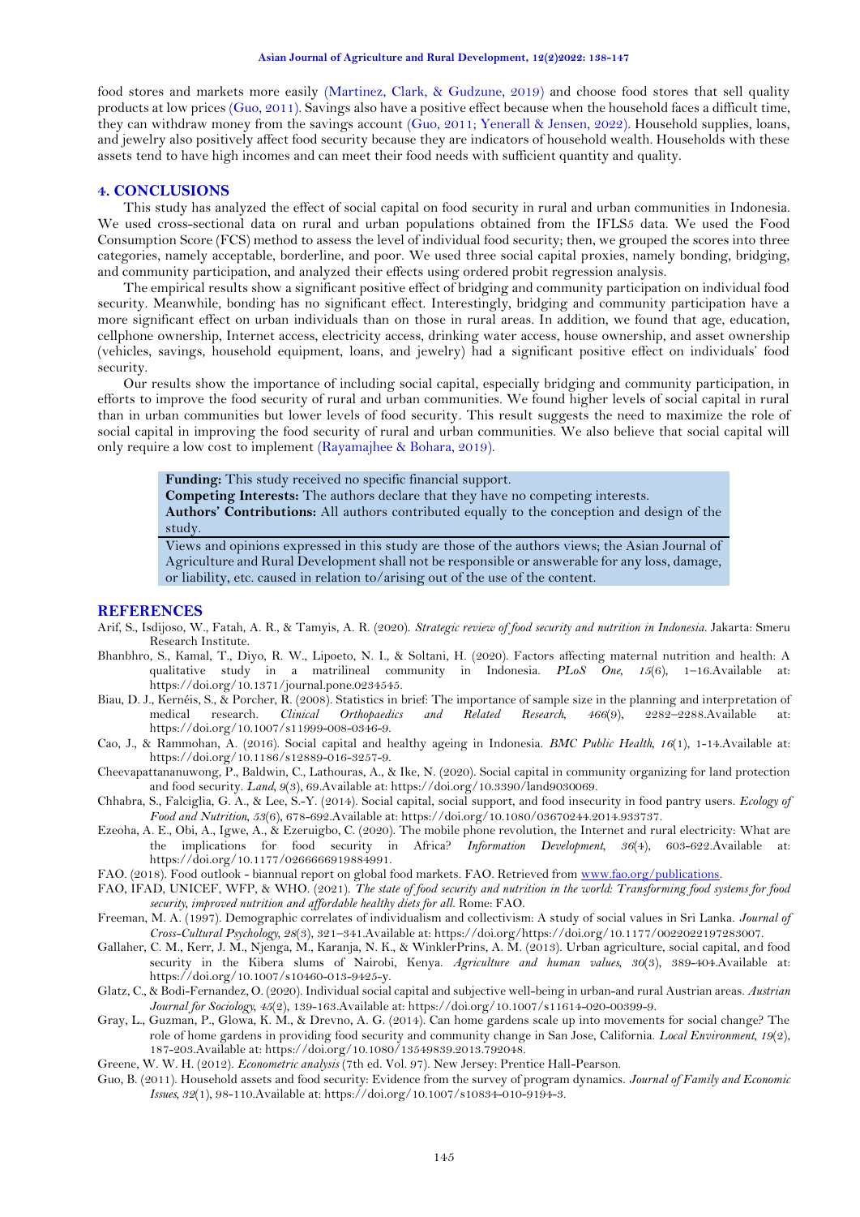food stores and markets more easily (Martinez, Clark, & Gudzune, 2019) and choose food stores that sell quality products at low prices (Guo, 2011). Savings also have a positive effect because when the household faces a difficult time, they can withdraw money from the savings account (Guo, 2011; Yenerall & Jensen, 2022). Household supplies, loans, and jewelry also positively affect food security because they are indicators of household wealth. Households with these assets tend to have high incomes and can meet their food needs with sufficient quantity and quality.

## 4. CONCLUSIONS

This study has analyzed the effect of social capital on food security in rural and urban communities in Indonesia. We used cross-sectional data on rural and urban populations obtained from the IFLS5 data. We used the Food Consumption Score (FCS) method to assess the level of individual food security; then, we grouped the scores into three categories, namely acceptable, borderline, and poor. We used three social capital proxies, namely bonding, bridging, and community participation, and analyzed their effects using ordered probit regression analysis.

The empirical results show a significant positive effect of bridging and community participation on individual food security. Meanwhile, bonding has no significant effect. Interestingly, bridging and community participation have a more significant effect on urban individuals than on those in rural areas. In addition, we found that age, education, cellphone ownership, Internet access, electricity access, drinking water access, house ownership, and asset ownership (vehicles, savings, household equipment, loans, and jewelry) had a significant positive effect on individuals' food security.

Our results show the importance of including social capital, especially bridging and community participation, in efforts to improve the food security of rural and urban communities. We found higher levels of social capital in rural than in urban communities but lower levels of food security. This result suggests the need to maximize the role of social capital in improving the food security of rural and urban communities. We also believe that social capital will only require a low cost to implement (Rayamajhee & Bohara, 2019).

**Funding:** This study received no specific financial support.
**Competing Interests:** The authors declare that they have no competing interests.
**Authors' Contributions:** All authors contributed equally to the conception and design of the study.

Views and opinions expressed in this study are those of the authors views; the Asian Journal of Agriculture and Rural Development shall not be responsible or answerable for any loss, damage, or liability, etc. caused in relation to/arising out of the use of the content.

## REFERENCES

Arif, S., Isdijoso, W., Fatah, A. R., & Tamyis, A. R. (2020). *Strategic review of food security and nutrition in Indonesia*. Jakarta: Smeru Research Institute.

Bhanbhro, S., Kamal, T., Diyo, R. W., Lipoeto, N. I., & Soltani, H. (2020). Factors affecting maternal nutrition and health: A qualitative study in a matrilineal community in Indonesia. *PLoS One*, *15*(6), 1–16.Available at: https://doi.org/10.1371/journal.pone.0234545.

Biau, D. J., Kernéis, S., & Porcher, R. (2008). Statistics in brief: The importance of sample size in the planning and interpretation of medical research. *Clinical Orthopaedics and Related Research*, *466*(9), 2282–2288.Available at: https://doi.org/10.1007/s11999-008-0346-9.

Cao, J., & Rammohan, A. (2016). Social capital and healthy ageing in Indonesia. *BMC Public Health*, *16*(1), 1-14.Available at: https://doi.org/10.1186/s12889-016-3257-9.

Cheevapattananuwong, P., Baldwin, C., Lathouras, A., & Ike, N. (2020). Social capital in community organizing for land protection and food security. *Land*, *9*(3), 69.Available at: https://doi.org/10.3390/land9030069.

Chhabra, S., Falciglia, G. A., & Lee, S.-Y. (2014). Social capital, social support, and food insecurity in food pantry users. *Ecology of Food and Nutrition*, *53*(6), 678-692.Available at: https://doi.org/10.1080/03670244.2014.933737.

Ezeoha, A. E., Obi, A., Igwe, A., & Ezeruigbo, C. (2020). The mobile phone revolution, the Internet and rural electricity: What are the implications for food security in Africa? *Information Development*, *36*(4), 603-622.Available at: https://doi.org/10.1177/0266666919884991.

FAO. (2018). Food outlook - biannual report on global food markets. FAO. Retrieved from www.fao.org/publications.

FAO, IFAD, UNICEF, WFP, & WHO. (2021). *The state of food security and nutrition in the world: Transforming food systems for food security, improved nutrition and affordable healthy diets for all*. Rome: FAO.

Freeman, M. A. (1997). Demographic correlates of individualism and collectivism: A study of social values in Sri Lanka. *Journal of Cross-Cultural Psychology*, *28*(3), 321–341.Available at: https://doi.org/https://doi.org/10.1177/0022022197283007.

Gallaher, C. M., Kerr, J. M., Njenga, M., Karanja, N. K., & WinklerPrins, A. M. (2013). Urban agriculture, social capital, and food security in the Kibera slums of Nairobi, Kenya. *Agriculture and human values*, *30*(3), 389-404.Available at: https://doi.org/10.1007/s10460-013-9425-y.

Glatz, C., & Bodi-Fernandez, O. (2020). Individual social capital and subjective well-being in urban-and rural Austrian areas. *Austrian Journal for Sociology*, *45*(2), 139-163.Available at: https://doi.org/10.1007/s11614-020-00399-9.

Gray, L., Guzman, P., Glowa, K. M., & Drevno, A. G. (2014). Can home gardens scale up into movements for social change? The role of home gardens in providing food security and community change in San Jose, California. *Local Environment*, *19*(2), 187-203.Available at: https://doi.org/10.1080/13549839.2013.792048.

Greene, W. W. H. (2012). *Econometric analysis* (7th ed. Vol. 97). New Jersey: Prentice Hall-Pearson.

Guo, B. (2011). Household assets and food security: Evidence from the survey of program dynamics. *Journal of Family and Economic Issues*, *32*(1), 98-110.Available at: https://doi.org/10.1007/s10834-010-9194-3.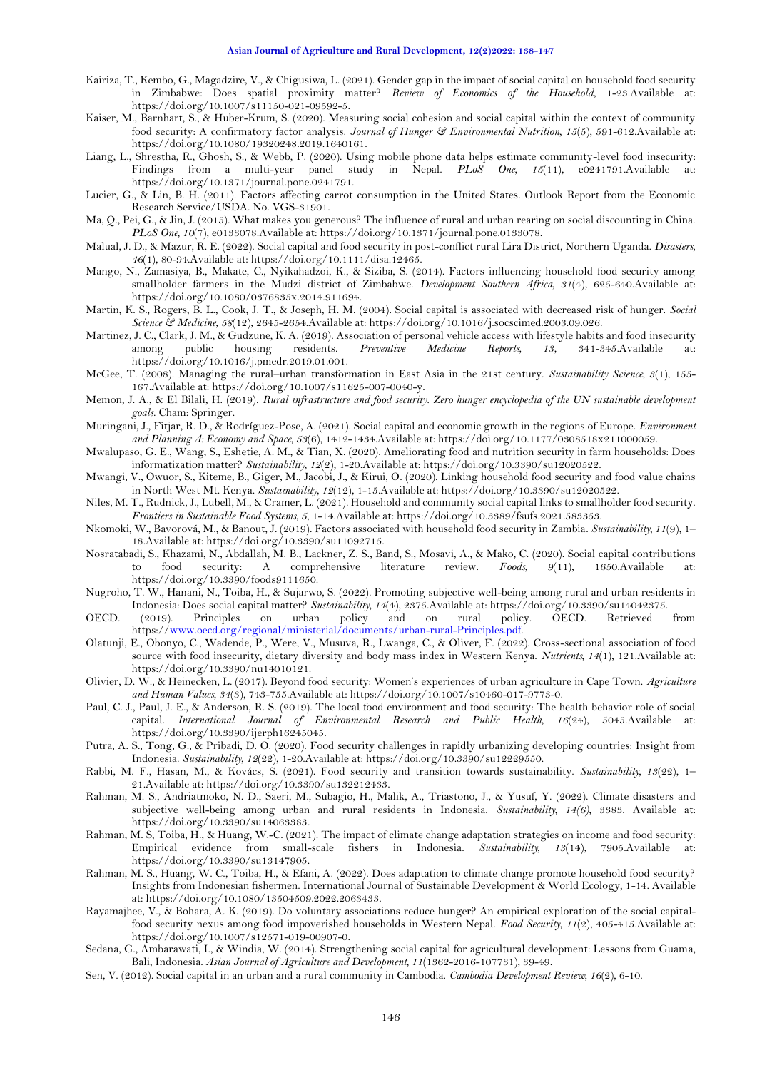Kairiza, T., Kembo, G., Magadzire, V., & Chigusiwa, L. (2021). Gender gap in the impact of social capital on household food security in Zimbabwe: Does spatial proximity matter? *Review of Economics of the Household*, 1-23.Available at: https://doi.org/10.1007/s11150-021-09592-5.

Kaiser, M., Barnhart, S., & Huber-Krum, S. (2020). Measuring social cohesion and social capital within the context of community food security: A confirmatory factor analysis. *Journal of Hunger & Environmental Nutrition*, *15*(5), 591-612.Available at: https://doi.org/10.1080/19320248.2019.1640161.

Liang, L., Shrestha, R., Ghosh, S., & Webb, P. (2020). Using mobile phone data helps estimate community-level food insecurity: Findings from a multi-year panel study in Nepal. *PLoS One*, *15*(11), e0241791.Available at: https://doi.org/10.1371/journal.pone.0241791.

Lucier, G., & Lin, B. H. (2011). Factors affecting carrot consumption in the United States. Outlook Report from the Economic Research Service/USDA. No. VGS-31901.

Ma, Q., Pei, G., & Jin, J. (2015). What makes you generous? The influence of rural and urban rearing on social discounting in China. *PLoS One*, *10*(7), e0133078.Available at: https://doi.org/10.1371/journal.pone.0133078.

Malual, J. D., & Mazur, R. E. (2022). Social capital and food security in post-conflict rural Lira District, Northern Uganda. *Disasters*, *46*(1), 80-94.Available at: https://doi.org/10.1111/disa.12465.

Mango, N., Zamasiya, B., Makate, C., Nyikahadzoi, K., & Siziba, S. (2014). Factors influencing household food security among smallholder farmers in the Mudzi district of Zimbabwe. *Development Southern Africa*, *31*(4), 625-640.Available at: https://doi.org/10.1080/0376835x.2014.911694.

Martin, K. S., Rogers, B. L., Cook, J. T., & Joseph, H. M. (2004). Social capital is associated with decreased risk of hunger. *Social Science & Medicine*, *58*(12), 2645-2654.Available at: https://doi.org/10.1016/j.socscimed.2003.09.026.

Martinez, J. C., Clark, J. M., & Gudzune, K. A. (2019). Association of personal vehicle access with lifestyle habits and food insecurity among public housing residents. *Preventive Medicine Reports*, *13*, 341-345.Available at: https://doi.org/10.1016/j.pmedr.2019.01.001.

McGee, T. (2008). Managing the rural–urban transformation in East Asia in the 21st century. *Sustainability Science*, *3*(1), 155-167.Available at: https://doi.org/10.1007/s11625-007-0040-y.

Memon, J. A., & El Bilali, H. (2019). *Rural infrastructure and food security. Zero hunger encyclopedia of the UN sustainable development goals*. Cham: Springer.

Muringani, J., Fitjar, R. D., & Rodríguez-Pose, A. (2021). Social capital and economic growth in the regions of Europe. *Environment and Planning A: Economy and Space*, *53*(6), 1412-1434.Available at: https://doi.org/10.1177/0308518x211000059.

Mwalupaso, G. E., Wang, S., Eshetie, A. M., & Tian, X. (2020). Ameliorating food and nutrition security in farm households: Does informatization matter? *Sustainability*, *12*(2), 1-20.Available at: https://doi.org/10.3390/su12020522.

Mwangi, V., Owuor, S., Kiteme, B., Giger, M., Jacobi, J., & Kirui, O. (2020). Linking household food security and food value chains in North West Mt. Kenya. *Sustainability*, *12*(12), 1-15.Available at: https://doi.org/10.3390/su12020522.

Niles, M. T., Rudnick, J., Lubell, M., & Cramer, L. (2021). Household and community social capital links to smallholder food security. *Frontiers in Sustainable Food Systems*, *5*, 1-14.Available at: https://doi.org/10.3389/fsufs.2021.583353.

Nkomoki, W., Bavorová, M., & Banout, J. (2019). Factors associated with household food security in Zambia. *Sustainability*, *11*(9), 1–18.Available at: https://doi.org/10.3390/su11092715.

Nosratabadi, S., Khazami, N., Abdallah, M. B., Lackner, Z. S., Band, S., Mosavi, A., & Mako, C. (2020). Social capital contributions to food security: A comprehensive literature review. *Foods*, *9*(11), 1650.Available at: https://doi.org/10.3390/foods9111650.

Nugroho, T. W., Hanani, N., Toiba, H., & Sujarwo, S. (2022). Promoting subjective well-being among rural and urban residents in Indonesia: Does social capital matter? *Sustainability*, *14*(4), 2375.Available at: https://doi.org/10.3390/su14042375.

OECD. (2019). Principles on urban policy and on rural policy. OECD. Retrieved from https://www.oecd.org/regional/ministerial/documents/urban-rural-Principles.pdf.

Olatunji, E., Obonyo, C., Wadende, P., Were, V., Musuva, R., Lwanga, C., & Oliver, F. (2022). Cross-sectional association of food source with food insecurity, dietary diversity and body mass index in Western Kenya. *Nutrients*, *14*(1), 121.Available at: https://doi.org/10.3390/nu14010121.

Olivier, D. W., & Heinecken, L. (2017). Beyond food security: Women's experiences of urban agriculture in Cape Town. *Agriculture and Human Values*, *34*(3), 743-755.Available at: https://doi.org/10.1007/s10460-017-9773-0.

Paul, C. J., Paul, J. E., & Anderson, R. S. (2019). The local food environment and food security: The health behavior role of social capital. *International Journal of Environmental Research and Public Health*, *16*(24), 5045.Available at: https://doi.org/10.3390/ijerph16245045.

Putra, A. S., Tong, G., & Pribadi, D. O. (2020). Food security challenges in rapidly urbanizing developing countries: Insight from Indonesia. *Sustainability*, *12*(22), 1-20.Available at: https://doi.org/10.3390/su12229550.

Rabbi, M. F., Hasan, M., & Kovács, S. (2021). Food security and transition towards sustainability. *Sustainability*, *13*(22), 1–21.Available at: https://doi.org/10.3390/su132212433.

Rahman, M. S., Andriatmoko, N. D., Saeri, M., Subagio, H., Malik, A., Triastono, J., & Yusuf, Y. (2022). Climate disasters and subjective well-being among urban and rural residents in Indonesia. *Sustainability*, *14(6)*, 3383. Available at: https://doi.org/10.3390/su14063383.

Rahman, M. S, Toiba, H., & Huang, W.-C. (2021). The impact of climate change adaptation strategies on income and food security: Empirical evidence from small-scale fishers in Indonesia. *Sustainability*, *13*(14), 7905.Available at: https://doi.org/10.3390/su13147905.

Rahman, M. S., Huang, W. C., Toiba, H., & Efani, A. (2022). Does adaptation to climate change promote household food security? Insights from Indonesian fishermen. International Journal of Sustainable Development & World Ecology, 1-14. Available at: https://doi.org/10.1080/13504509.2022.2063433.

Rayamajhee, V., & Bohara, A. K. (2019). Do voluntary associations reduce hunger? An empirical exploration of the social capital-food security nexus among food impoverished households in Western Nepal. *Food Security, 11*(2), 405-415.Available at: https://doi.org/10.1007/s12571-019-00907-0.

Sedana, G., Ambarawati, I., & Windia, W. (2014). Strengthening social capital for agricultural development: Lessons from Guama, Bali, Indonesia. *Asian Journal of Agriculture and Development*, *11*(1362-2016-107731), 39-49.

Sen, V. (2012). Social capital in an urban and a rural community in Cambodia. *Cambodia Development Review*, *16*(2), 6-10.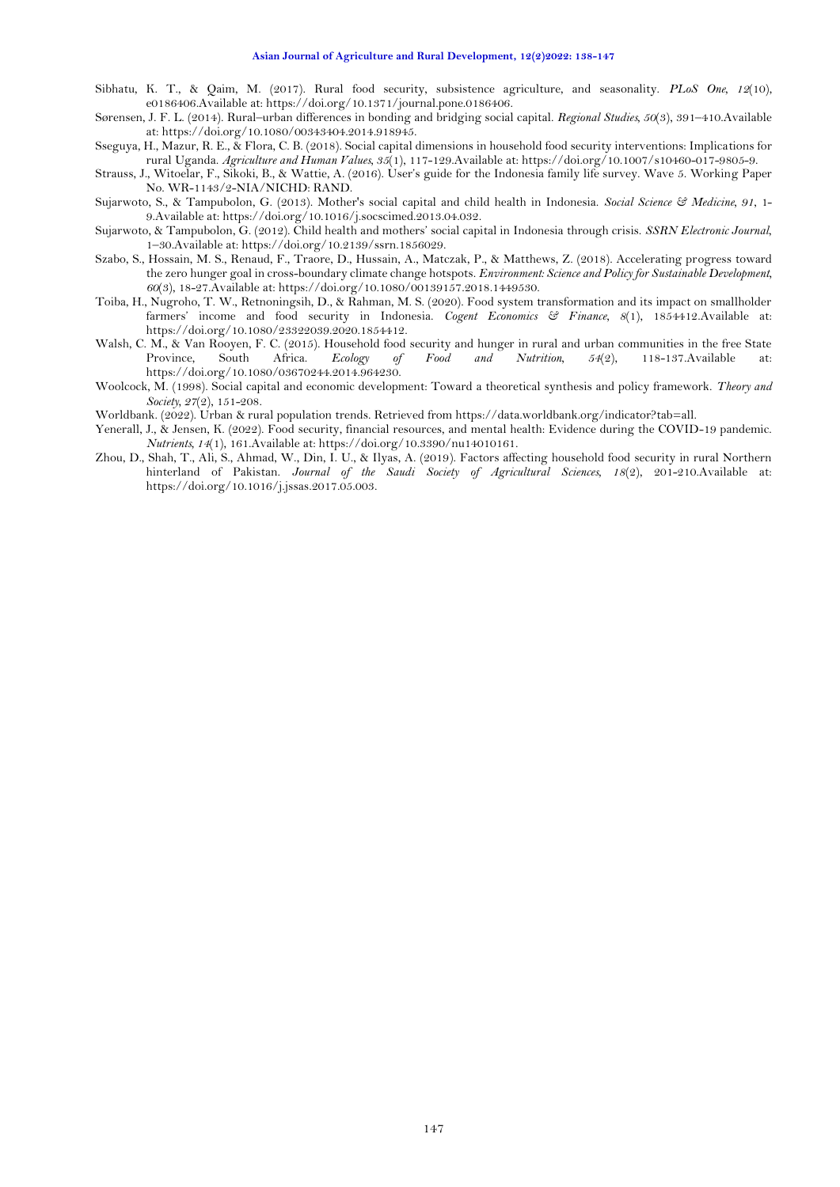Sibhatu, K. T., & Qaim, M. (2017). Rural food security, subsistence agriculture, and seasonality. *PLoS One, 12*(10), e0186406.Available at: https://doi.org/10.1371/journal.pone.0186406.

Sørensen, J. F. L. (2014). Rural–urban differences in bonding and bridging social capital. *Regional Studies, 50*(3), 391–410.Available at: https://doi.org/10.1080/00343404.2014.918945.

Sseguya, H., Mazur, R. E., & Flora, C. B. (2018). Social capital dimensions in household food security interventions: Implications for rural Uganda. *Agriculture and Human Values, 35*(1), 117-129.Available at: https://doi.org/10.1007/s10460-017-9805-9.

Strauss, J., Witoelar, F., Sikoki, B., & Wattie, A. (2016). User's guide for the Indonesia family life survey. Wave 5. Working Paper No. WR-1143/2-NIA/NICHD: RAND.

Sujarwoto, S., & Tampubolon, G. (2013). Mother's social capital and child health in Indonesia. *Social Science & Medicine, 91*, 1-9.Available at: https://doi.org/10.1016/j.socscimed.2013.04.032.

Sujarwoto, & Tampubolon, G. (2012). Child health and mothers' social capital in Indonesia through crisis. *SSRN Electronic Journal*, 1–30.Available at: https://doi.org/10.2139/ssrn.1856029.

Szabo, S., Hossain, M. S., Renaud, F., Traore, D., Hussain, A., Matczak, P., & Matthews, Z. (2018). Accelerating progress toward the zero hunger goal in cross-boundary climate change hotspots. *Environment: Science and Policy for Sustainable Development, 60*(3), 18-27.Available at: https://doi.org/10.1080/00139157.2018.1449530.

Toiba, H., Nugroho, T. W., Retnoningsih, D., & Rahman, M. S. (2020). Food system transformation and its impact on smallholder farmers' income and food security in Indonesia. *Cogent Economics & Finance, 8*(1), 1854412.Available at: https://doi.org/10.1080/23322039.2020.1854412.

Walsh, C. M., & Van Rooyen, F. C. (2015). Household food security and hunger in rural and urban communities in the free State Province, South Africa. *Ecology of Food and Nutrition, 54*(2), 118-137.Available at: https://doi.org/10.1080/03670244.2014.964230.

Woolcock, M. (1998). Social capital and economic development: Toward a theoretical synthesis and policy framework. *Theory and Society, 27*(2), 151-208.

Worldbank. (2022). Urban & rural population trends. Retrieved from https://data.worldbank.org/indicator?tab=all.

Yenerall, J., & Jensen, K. (2022). Food security, financial resources, and mental health: Evidence during the COVID-19 pandemic. *Nutrients, 14*(1), 161.Available at: https://doi.org/10.3390/nu14010161.

Zhou, D., Shah, T., Ali, S., Ahmad, W., Din, I. U., & Ilyas, A. (2019). Factors affecting household food security in rural Northern hinterland of Pakistan. *Journal of the Saudi Society of Agricultural Sciences, 18*(2), 201-210.Available at: https://doi.org/10.1016/j.jssas.2017.05.003.